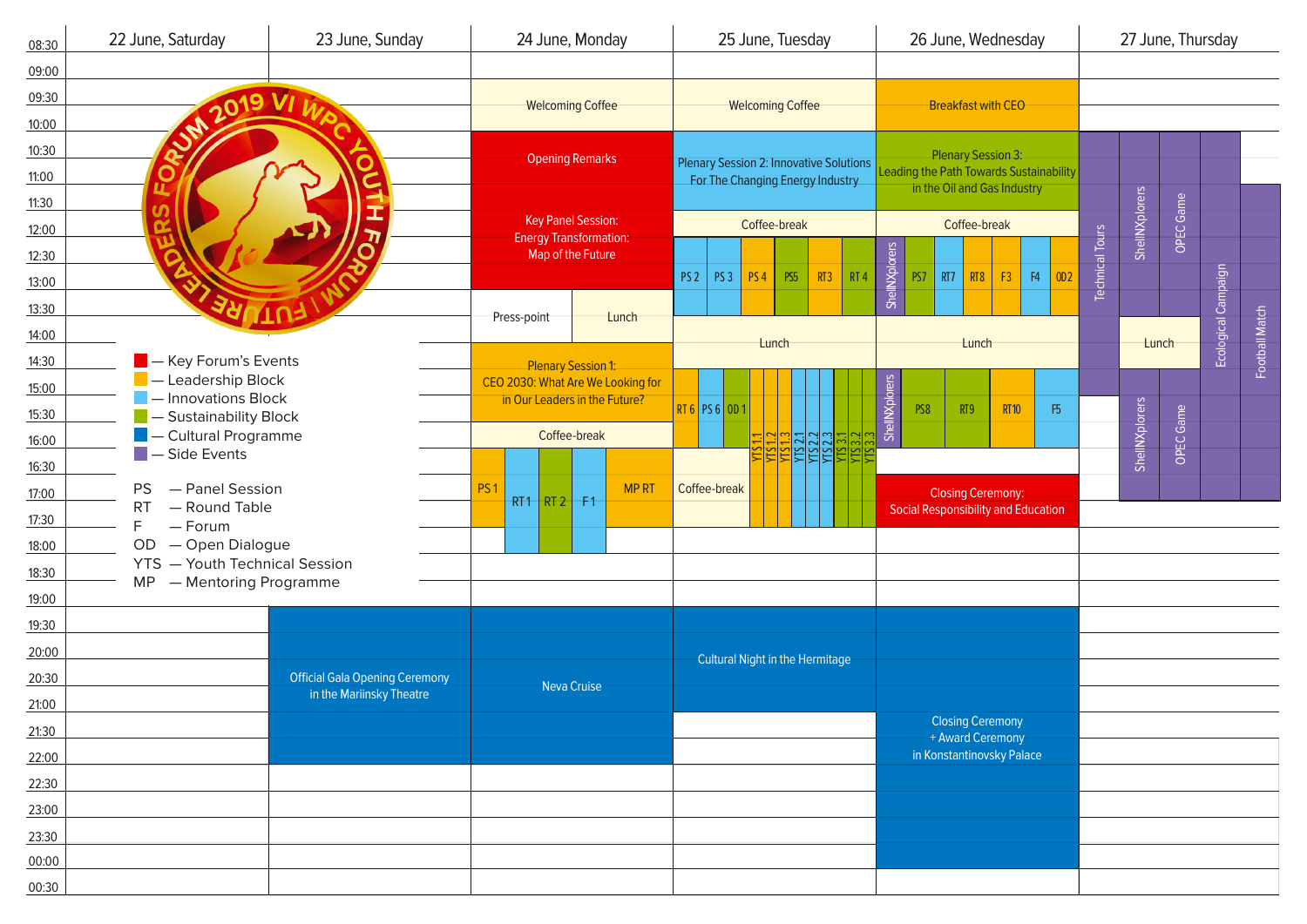# VI WPC Youth Forum 2019 – Future Leaders Forum

| Time | 22 June, Saturday | 23 June, Sunday | 24 June, Monday | 25 June, Tuesday | 26 June, Wednesday | 27 June, Thursday |
|---|---|---|---|---|---|---|
| 08:30 | | | | | | |
| 09:00 | | | | | | |
| 09:30–10:00 | | | Welcoming Coffee | Welcoming Coffee | Breakfast with CEO | |
| 10:00–11:00 | | | Opening Remarks | Plenary Session 2: Innovative Solutions For The Changing Energy Industry | Plenary Session 3: Leading the Path Towards Sustainability in the Oil and Gas Industry | Technical Tours (10:00–15:00); ShellNXplorers; OPEC Game; Ecological Campaign (10:00–17:30); Football Match (11:00–17:30) |
| 11:00–12:00 | | | Key Panel Session: Energy Transformation: Map of the Future (11:00–13:00) | | | |
| 11:30–12:00 | | | | Coffee-break | Coffee-break | |
| 12:00–13:30 | | | | PS 2, PS 3, PS 4, PS5, RT3, RT 4 | ShellNXplorers, PS7, RT7, RT8, F3, F4, OD2 | |
| 13:00–14:00 | | | Press-point; Lunch | | | |
| 13:30–14:30 | | | | Lunch | Lunch | Lunch |
| 14:00–15:30 | | | Plenary Session 1: CEO 2030: What Are We Looking for in Our Leaders in the Future? | | | |
| 14:30–16:00 | | | | RT 6, PS 6, OD 1 | ShellNXplorers, PS8, RT9, RT10, F5 | ShellNXplorers; OPEC Game (14:30–17:00) |
| 14:30–17:30 | | | | YTS 1.1, YTS 1.2, YTS 1.3, YTS 2.1, YTS 2.2, YTS 2.3, YTS 3.1, YTS 3.2, YTS 3.3 | | |
| 15:30–16:00 | | | Coffee-break | | | |
| 16:00–17:30 | | | PS 1, RT 1, RT 2, F 1, MP RT (RT 1, RT 2, F 1 until 18:00) | Coffee-break | | |
| 16:30–17:30 | | | | | Closing Ceremony: Social Responsibility and Education | |
| 19:00–22:00 | | Official Gala Opening Ceremony in the Mariinsky Theatre | Neva Cruise | Cultural Night in the Hermitage (19:00–21:00) | Closing Ceremony + Award Ceremony in Konstantinovsky Palace (19:00–00:00) | |

**Legend:**

- Key Forum's Events
- Leadership Block
- Innovations Block
- Sustainability Block
- Cultural Programme
- Side Events

- PS — Panel Session
- RT — Round Table
- F — Forum
- OD — Open Dialogue
- YTS — Youth Technical Session
- MP — Mentoring Programme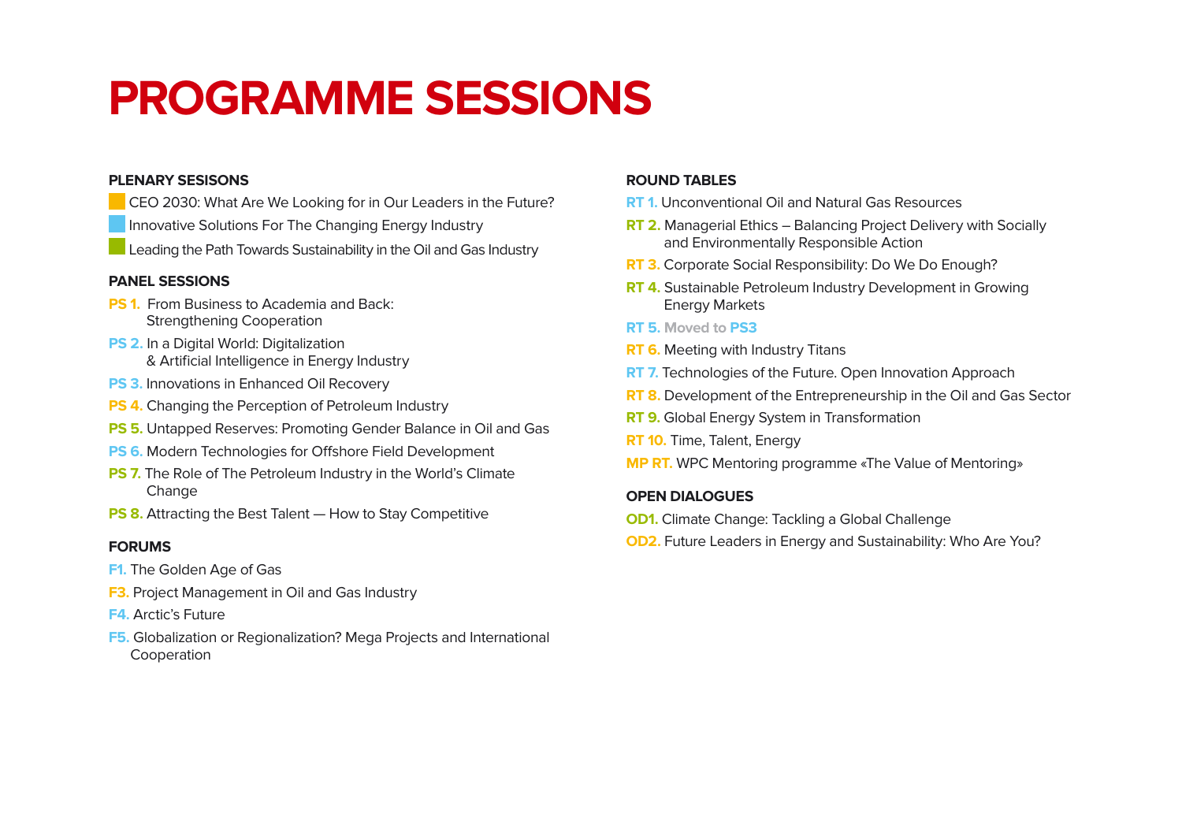# PROGRAMME SESSIONS

## PLENARY SESISONS

- CEO 2030: What Are We Looking for in Our Leaders in the Future?
- Innovative Solutions For The Changing Energy Industry
- Leading the Path Towards Sustainability in the Oil and Gas Industry

## PANEL SESSIONS

**PS 1.** From Business to Academia and Back: Strengthening Cooperation

**PS 2.** In a Digital World: Digitalization & Artificial Intelligence in Energy Industry

**PS 3.** Innovations in Enhanced Oil Recovery

**PS 4.** Changing the Perception of Petroleum Industry

**PS 5.** Untapped Reserves: Promoting Gender Balance in Oil and Gas

**PS 6.** Modern Technologies for Offshore Field Development

**PS 7.** The Role of The Petroleum Industry in the World's Climate Change

**PS 8.** Attracting the Best Talent — How to Stay Competitive

## FORUMS

**F1.** The Golden Age of Gas

**F3.** Project Management in Oil and Gas Industry

**F4.** Arctic's Future

**F5.** Globalization or Regionalization? Mega Projects and International Cooperation

## ROUND TABLES

**RT 1.** Unconventional Oil and Natural Gas Resources

**RT 2.** Managerial Ethics – Balancing Project Delivery with Socially and Environmentally Responsible Action

**RT 3.** Corporate Social Responsibility: Do We Do Enough?

**RT 4.** Sustainable Petroleum Industry Development in Growing Energy Markets

**RT 5.** Moved to **PS3**

**RT 6.** Meeting with Industry Titans

**RT 7.** Technologies of the Future. Open Innovation Approach

**RT 8.** Development of the Entrepreneurship in the Oil and Gas Sector

**RT 9.** Global Energy System in Transformation

**RT 10.** Time, Talent, Energy

**MP RT.** WPC Mentoring programme «The Value of Mentoring»

## OPEN DIALOGUES

**OD1.** Climate Change: Tackling a Global Challenge

**OD2.** Future Leaders in Energy and Sustainability: Who Are You?